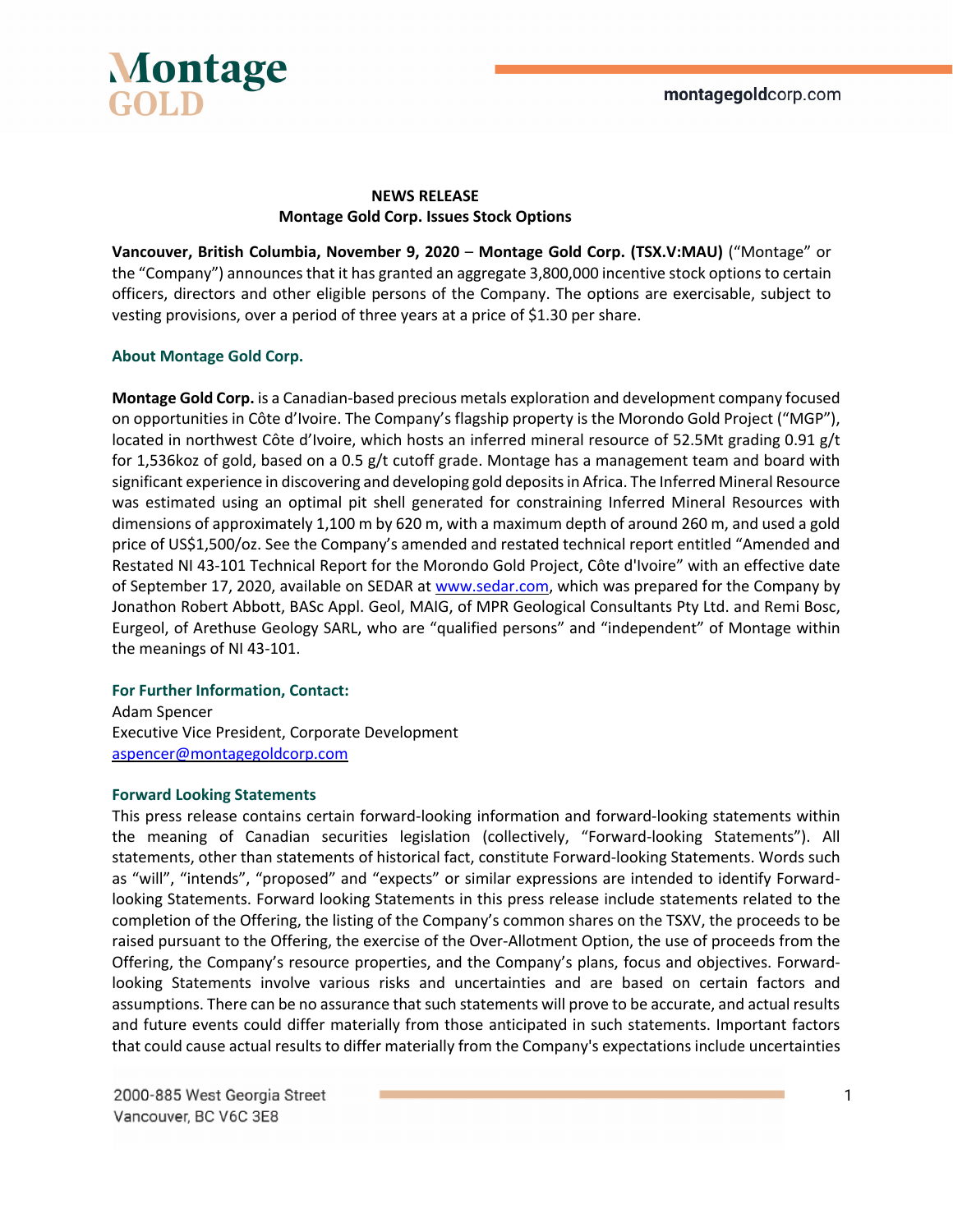**NEWS RELEASE**
**Montage Gold Corp. Issues Stock Options**

**Vancouver, British Columbia, November 9, 2020** – **Montage Gold Corp. (TSX.V:MAU)** ("Montage" or the "Company") announces that it has granted an aggregate 3,800,000 incentive stock options to certain officers, directors and other eligible persons of the Company. The options are exercisable, subject to vesting provisions, over a period of three years at a price of $1.30 per share.

### About Montage Gold Corp.

**Montage Gold Corp.** is a Canadian-based precious metals exploration and development company focused on opportunities in Côte d'Ivoire. The Company's flagship property is the Morondo Gold Project ("MGP"), located in northwest Côte d'Ivoire, which hosts an inferred mineral resource of 52.5Mt grading 0.91 g/t for 1,536koz of gold, based on a 0.5 g/t cutoff grade. Montage has a management team and board with significant experience in discovering and developing gold deposits in Africa. The Inferred Mineral Resource was estimated using an optimal pit shell generated for constraining Inferred Mineral Resources with dimensions of approximately 1,100 m by 620 m, with a maximum depth of around 260 m, and used a gold price of US$1,500/oz. See the Company's amended and restated technical report entitled "Amended and Restated NI 43-101 Technical Report for the Morondo Gold Project, Côte d'Ivoire" with an effective date of September 17, 2020, available on SEDAR at www.sedar.com, which was prepared for the Company by Jonathon Robert Abbott, BASc Appl. Geol, MAIG, of MPR Geological Consultants Pty Ltd. and Remi Bosc, Eurgeol, of Arethuse Geology SARL, who are "qualified persons" and "independent" of Montage within the meanings of NI 43-101.

### For Further Information, Contact:

Adam Spencer
Executive Vice President, Corporate Development
aspencer@montagegoldcorp.com

### Forward Looking Statements

This press release contains certain forward-looking information and forward-looking statements within the meaning of Canadian securities legislation (collectively, "Forward-looking Statements"). All statements, other than statements of historical fact, constitute Forward-looking Statements. Words such as "will", "intends", "proposed" and "expects" or similar expressions are intended to identify Forward-looking Statements. Forward looking Statements in this press release include statements related to the completion of the Offering, the listing of the Company's common shares on the TSXV, the proceeds to be raised pursuant to the Offering, the exercise of the Over-Allotment Option, the use of proceeds from the Offering, the Company's resource properties, and the Company's plans, focus and objectives. Forward-looking Statements involve various risks and uncertainties and are based on certain factors and assumptions. There can be no assurance that such statements will prove to be accurate, and actual results and future events could differ materially from those anticipated in such statements. Important factors that could cause actual results to differ materially from the Company's expectations include uncertainties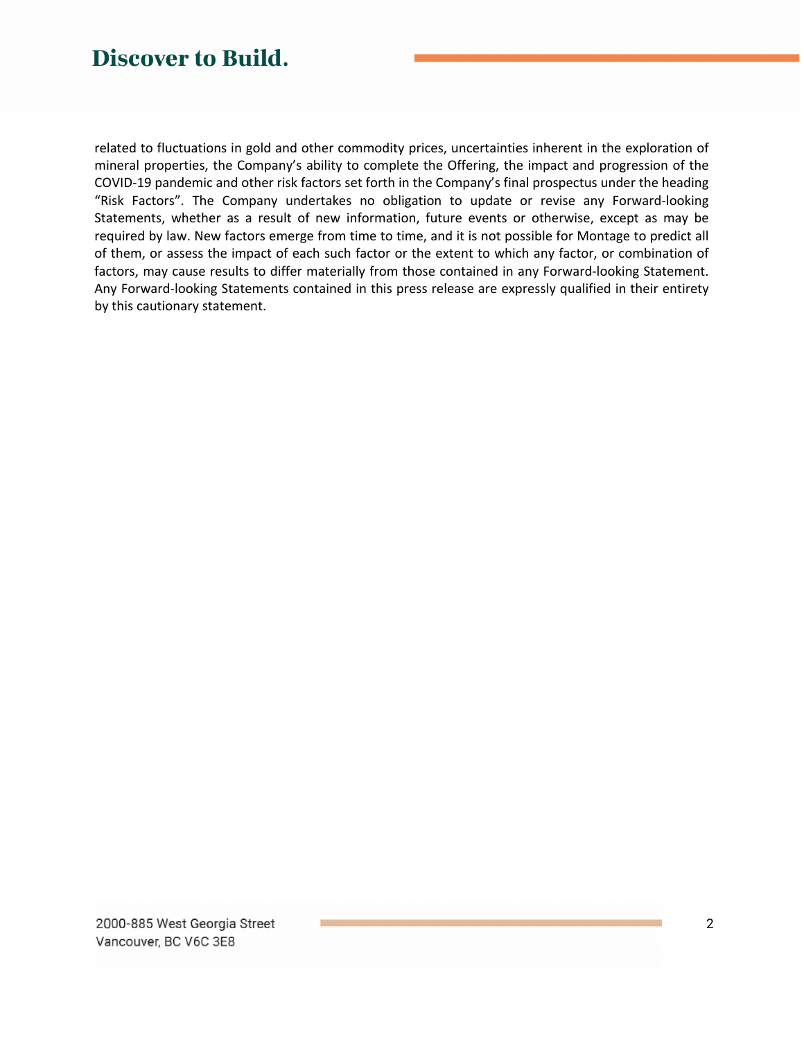related to fluctuations in gold and other commodity prices, uncertainties inherent in the exploration of mineral properties, the Company's ability to complete the Offering, the impact and progression of the COVID-19 pandemic and other risk factors set forth in the Company's final prospectus under the heading "Risk Factors". The Company undertakes no obligation to update or revise any Forward-looking Statements, whether as a result of new information, future events or otherwise, except as may be required by law. New factors emerge from time to time, and it is not possible for Montage to predict all of them, or assess the impact of each such factor or the extent to which any factor, or combination of factors, may cause results to differ materially from those contained in any Forward-looking Statement. Any Forward-looking Statements contained in this press release are expressly qualified in their entirety by this cautionary statement.